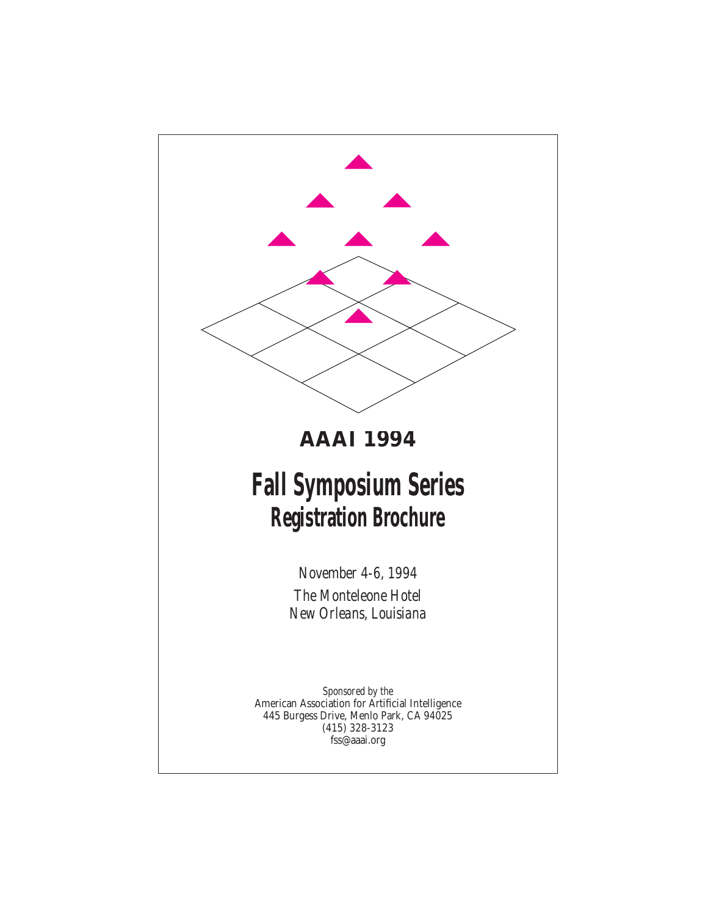# AAAI 1994

# Fall Symposium Series

## Registration Brochure

*November 4-6, 1994*

*The Monteleone Hotel*

*New Orleans, Louisiana*

*Sponsored by the*

American Association for Artificial Intelligence

445 Burgess Drive, Menlo Park, CA 94025

(415) 328-3123

fss@aaai.org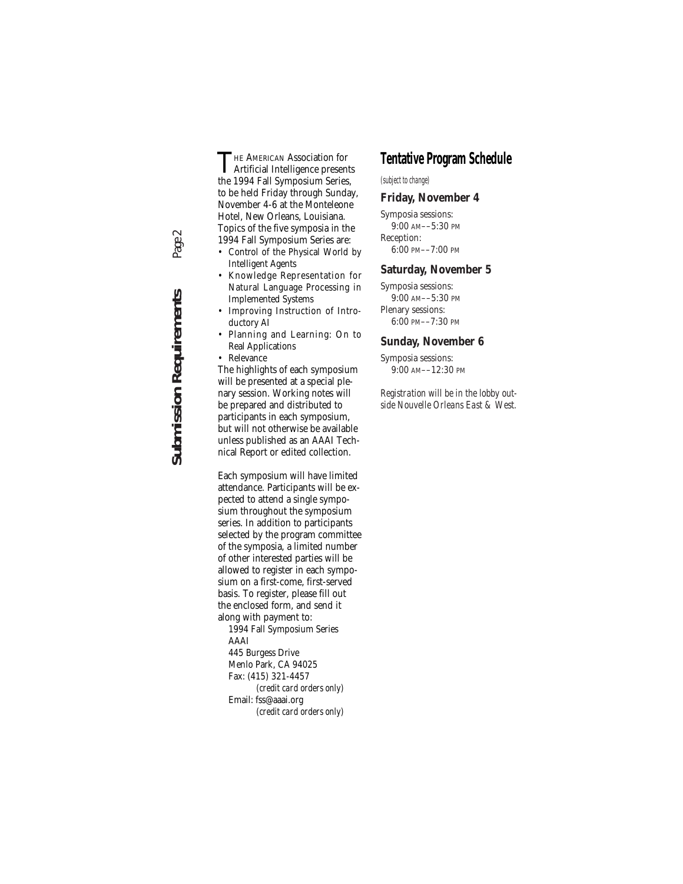The American Association for Artificial Intelligence presents the 1994 Fall Symposium Series, to be held Friday through Sunday, November 4-6 at the Monteleone Hotel, New Orleans, Louisiana. Topics of the five symposia in the 1994 Fall Symposium Series are:

- Control of the Physical World by Intelligent Agents
- Knowledge Representation for Natural Language Processing in Implemented Systems
- Improving Instruction of Introductory AI
- Planning and Learning: On to Real Applications
- Relevance

The highlights of each symposium will be presented at a special plenary session. Working notes will be prepared and distributed to participants in each symposium, but will not otherwise be available unless published as an AAAI Technical Report or edited collection.

Each symposium will have limited attendance. Participants will be expected to attend a single symposium throughout the symposium series. In addition to participants selected by the program committee of the symposia, a limited number of other interested parties will be allowed to register in each symposium on a first-come, first-served basis. To register, please fill out the enclosed form, and send it along with payment to:

1994 Fall Symposium Series
AAAI
445 Burgess Drive
Menlo Park, CA 94025
Fax: (415) 321-4457
*(credit card orders only)*
Email: fss@aaai.org
*(credit card orders only)*

## Tentative Program Schedule

*(subject to change)*

### Friday, November 4

Symposia sessions:
9:00 AM––5:30 PM
Reception:
6:00 PM––7:00 PM

### Saturday, November 5

Symposia sessions:
9:00 AM––5:30 PM
Plenary sessions:
6:00 PM––7:30 PM

### Sunday, November 6

Symposia sessions:
9:00 AM––12:30 PM

*Registration will be in the lobby outside Nouvelle Orleans East & West.*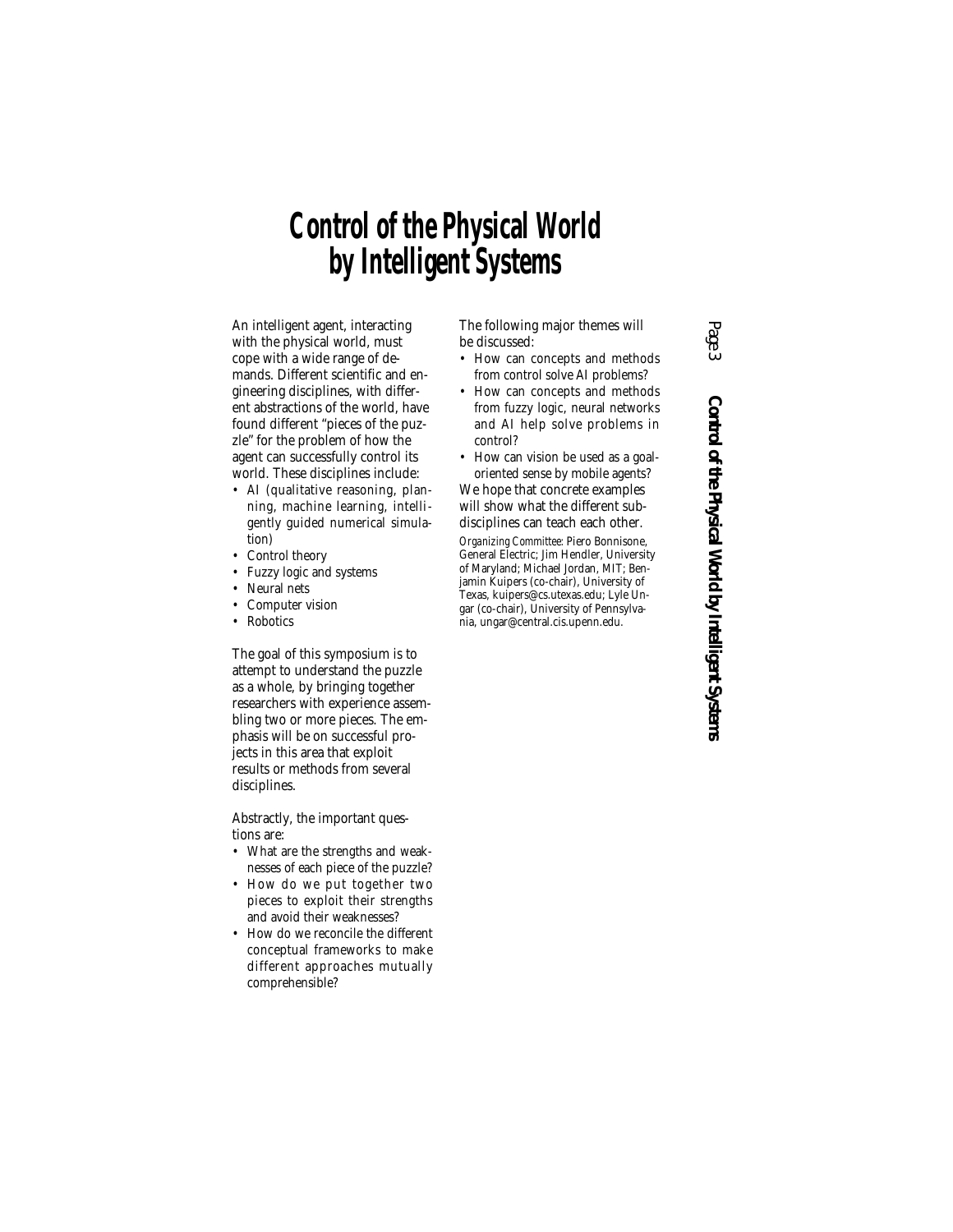# Control of the Physical World by Intelligent Systems

An intelligent agent, interacting with the physical world, must cope with a wide range of demands. Different scientific and engineering disciplines, with different abstractions of the world, have found different "pieces of the puzzle" for the problem of how the agent can successfully control its world. These disciplines include:

- AI (qualitative reasoning, planning, machine learning, intelligently guided numerical simulation)
- Control theory
- Fuzzy logic and systems
- Neural nets
- Computer vision
- Robotics

The goal of this symposium is to attempt to understand the puzzle as a whole, by bringing together researchers with experience assembling two or more pieces. The emphasis will be on successful projects in this area that exploit results or methods from several disciplines.

Abstractly, the important questions are:

- What are the strengths and weaknesses of each piece of the puzzle?
- How do we put together two pieces to exploit their strengths and avoid their weaknesses?
- How do we reconcile the different conceptual frameworks to make different approaches mutually comprehensible?

The following major themes will be discussed:

- How can concepts and methods from control solve AI problems?
- How can concepts and methods from fuzzy logic, neural networks and AI help solve problems in control?
- How can vision be used as a goal-oriented sense by mobile agents?

We hope that concrete examples will show what the different subdisciplines can teach each other.

*Organizing Committee:* Piero Bonnisone, General Electric; Jim Hendler, University of Maryland; Michael Jordan, MIT; Benjamin Kuipers (co-chair), University of Texas, kuipers@cs.utexas.edu; Lyle Ungar (co-chair), University of Pennsylvania, ungar@central.cis.upenn.edu.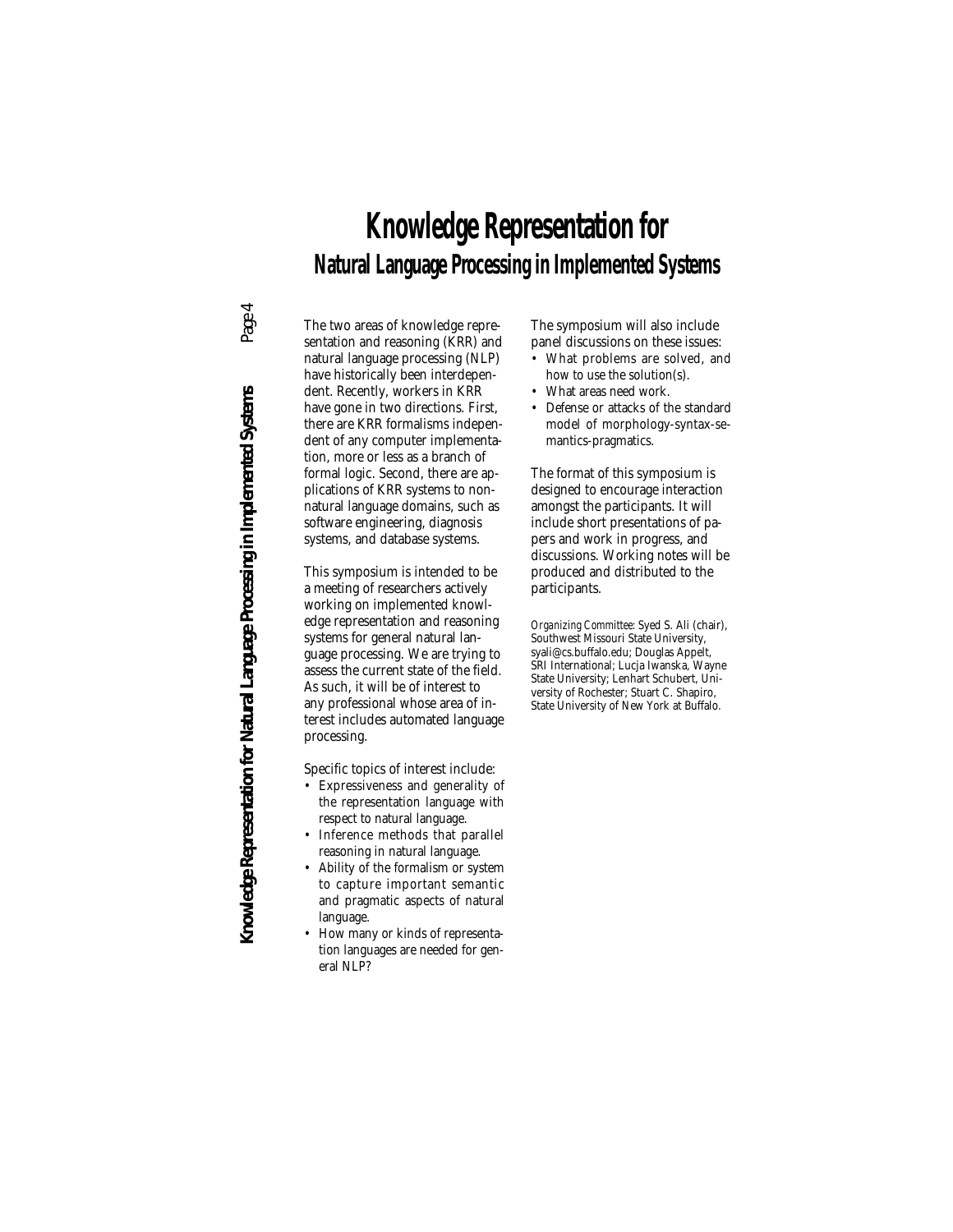# Knowledge Representation for

## Natural Language Processing in Implemented Systems

The two areas of knowledge representation and reasoning (KRR) and natural language processing (NLP) have historically been interdependent. Recently, workers in KRR have gone in two directions. First, there are KRR formalisms independent of any computer implementation, more or less as a branch of formal logic. Second, there are applications of KRR systems to non-natural language domains, such as software engineering, diagnosis systems, and database systems.

This symposium is intended to be a meeting of researchers actively working on implemented knowledge representation and reasoning systems for general natural language processing. We are trying to assess the current state of the field. As such, it will be of interest to any professional whose area of interest includes automated language processing.

Specific topics of interest include:

- Expressiveness and generality of the representation language with respect to natural language.
- Inference methods that parallel reasoning in natural language.
- Ability of the formalism or system to capture important semantic and pragmatic aspects of natural language.
- How many or kinds of representation languages are needed for general NLP?

The symposium will also include panel discussions on these issues:

- What problems are solved, and how to use the solution(s).
- What areas need work.
- Defense or attacks of the standard model of morphology-syntax-semantics-pragmatics.

The format of this symposium is designed to encourage interaction amongst the participants. It will include short presentations of papers and work in progress, and discussions. Working notes will be produced and distributed to the participants.

*Organizing Committee:* Syed S. Ali (chair), Southwest Missouri State University, syali@cs.buffalo.edu; Douglas Appelt, SRI International; Lucja Iwanska, Wayne State University; Lenhart Schubert, University of Rochester; Stuart C. Shapiro, State University of New York at Buffalo.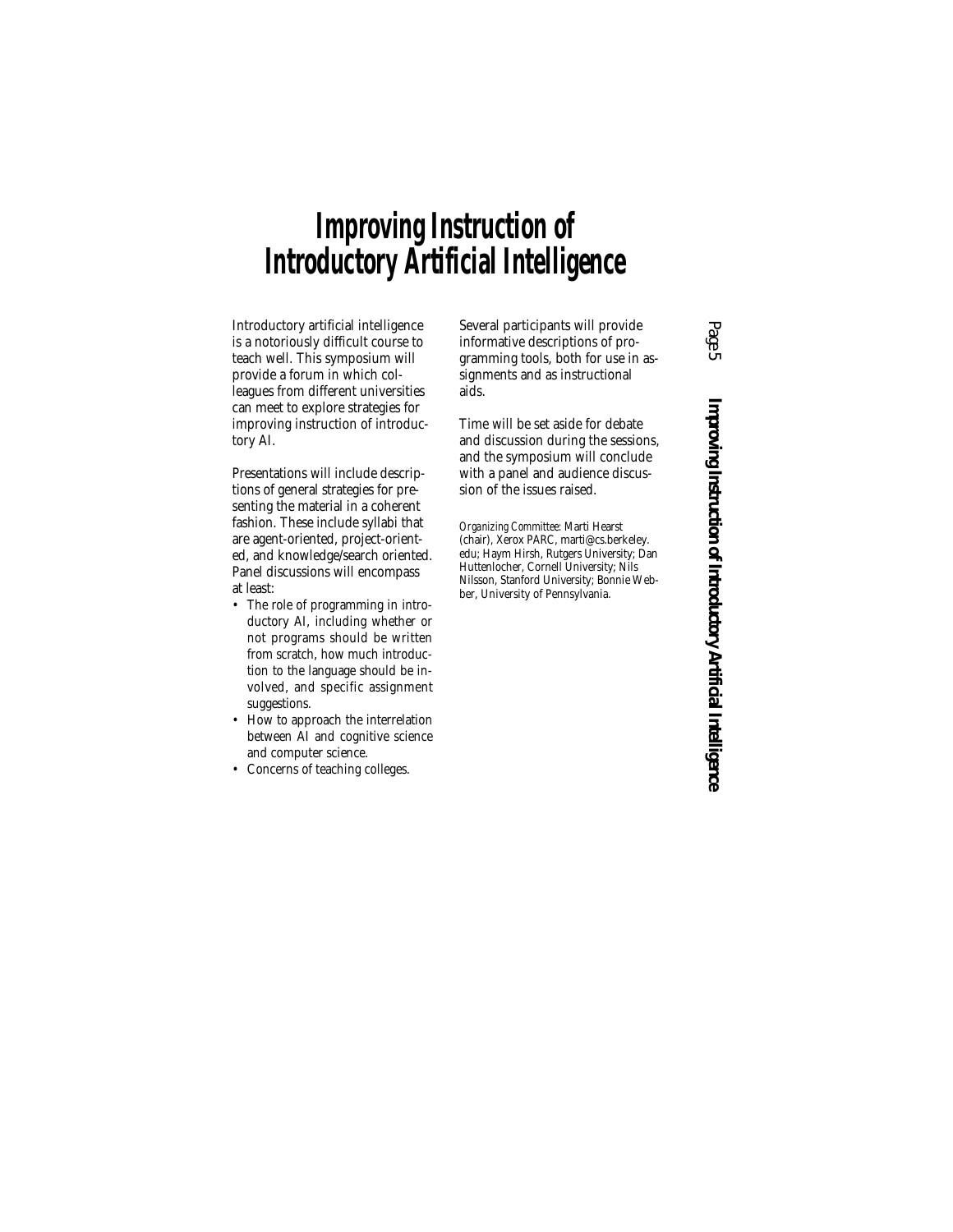# Improving Instruction of Introductory Artificial Intelligence

Introductory artificial intelligence is a notoriously difficult course to teach well. This symposium will provide a forum in which colleagues from different universities can meet to explore strategies for improving instruction of introductory AI.

Presentations will include descriptions of general strategies for presenting the material in a coherent fashion. These include syllabi that are agent-oriented, project-oriented, and knowledge/search oriented. Panel discussions will encompass at least:

- The role of programming in introductory AI, including whether or not programs should be written from scratch, how much introduction to the language should be involved, and specific assignment suggestions.
- How to approach the interrelation between AI and cognitive science and computer science.
- Concerns of teaching colleges.

Several participants will provide informative descriptions of programming tools, both for use in assignments and as instructional aids.

Time will be set aside for debate and discussion during the sessions, and the symposium will conclude with a panel and audience discussion of the issues raised.

*Organizing Committee:* Marti Hearst (chair), Xerox PARC, marti@cs.berkeley.edu; Haym Hirsh, Rutgers University; Dan Huttenlocher, Cornell University; Nils Nilsson, Stanford University; Bonnie Webber, University of Pennsylvania.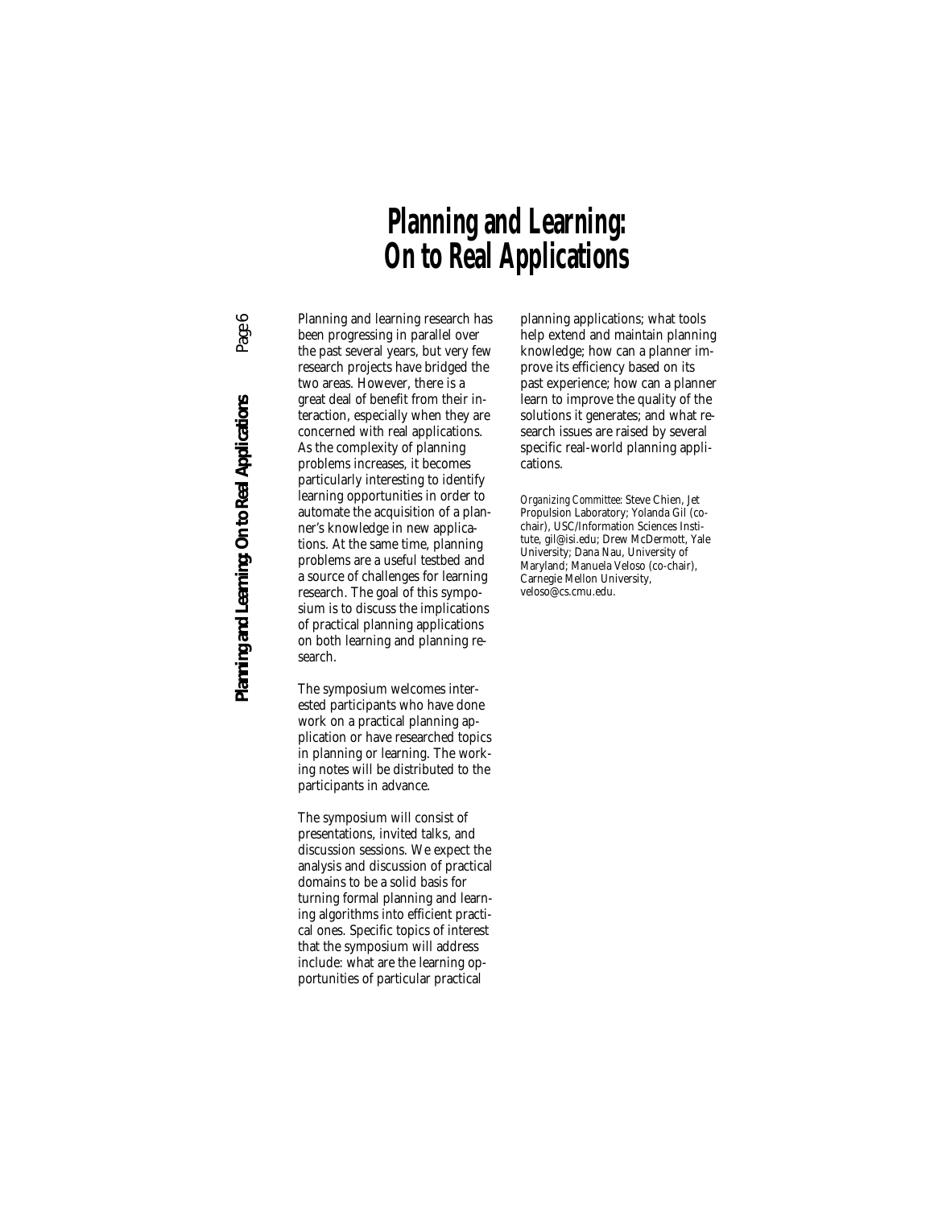# Planning and Learning: On to Real Applications

Planning and learning research has been progressing in parallel over the past several years, but very few research projects have bridged the two areas. However, there is a great deal of benefit from their interaction, especially when they are concerned with real applications. As the complexity of planning problems increases, it becomes particularly interesting to identify learning opportunities in order to automate the acquisition of a planner's knowledge in new applications. At the same time, planning problems are a useful testbed and a source of challenges for learning research. The goal of this symposium is to discuss the implications of practical planning applications on both learning and planning research.

The symposium welcomes interested participants who have done work on a practical planning application or have researched topics in planning or learning. The working notes will be distributed to the participants in advance.

The symposium will consist of presentations, invited talks, and discussion sessions. We expect the analysis and discussion of practical domains to be a solid basis for turning formal planning and learning algorithms into efficient practical ones. Specific topics of interest that the symposium will address include: what are the learning opportunities of particular practical planning applications; what tools help extend and maintain planning knowledge; how can a planner improve its efficiency based on its past experience; how can a planner learn to improve the quality of the solutions it generates; and what research issues are raised by several specific real-world planning applications.

*Organizing Committee:* Steve Chien, Jet Propulsion Laboratory; Yolanda Gil (co-chair), USC/Information Sciences Institute, gil@isi.edu; Drew McDermott, Yale University; Dana Nau, University of Maryland; Manuela Veloso (co-chair), Carnegie Mellon University, veloso@cs.cmu.edu.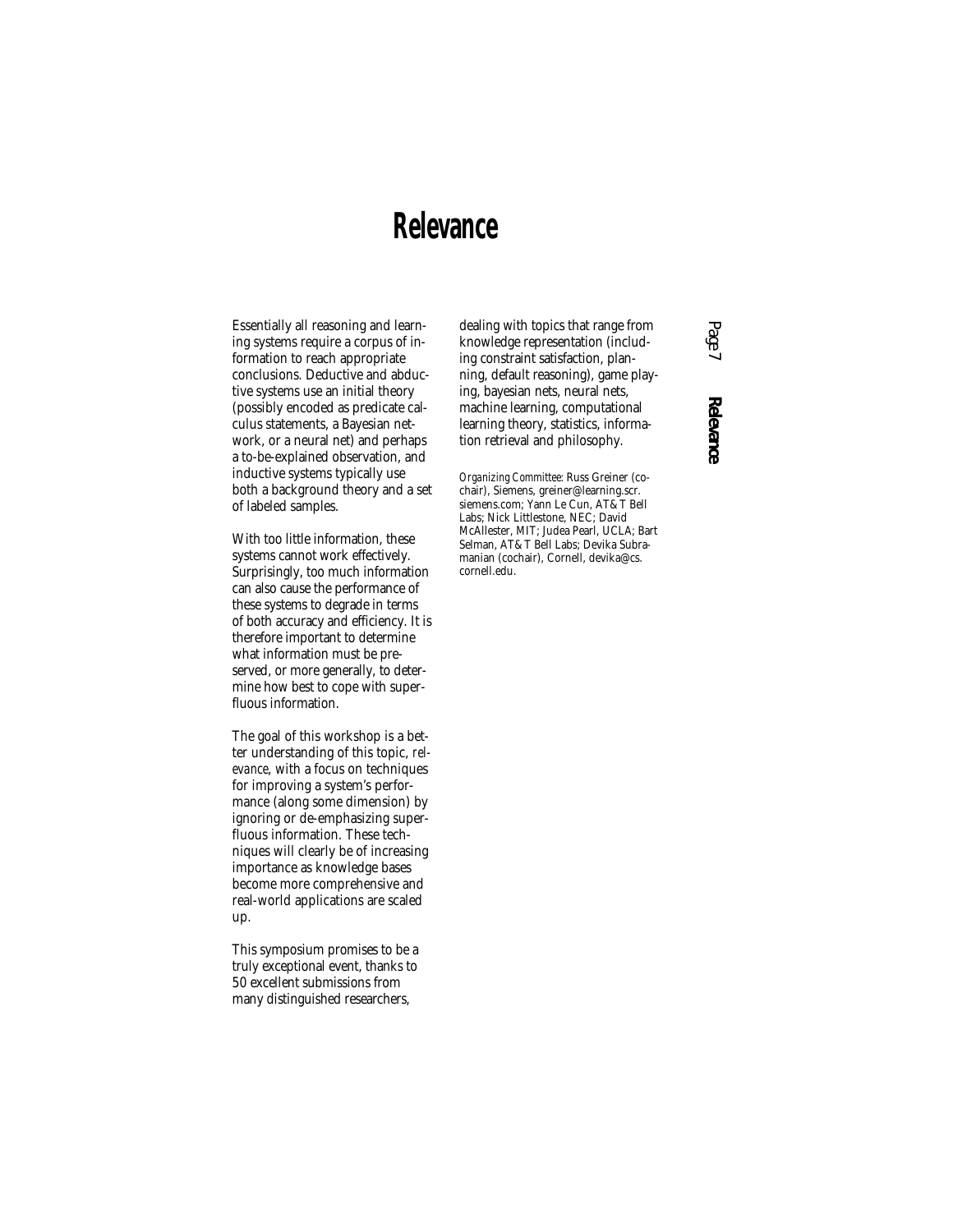# Relevance

Essentially all reasoning and learning systems require a corpus of information to reach appropriate conclusions. Deductive and abductive systems use an initial theory (possibly encoded as predicate calculus statements, a Bayesian network, or a neural net) and perhaps a to-be-explained observation, and inductive systems typically use both a background theory and a set of labeled samples.

With too little information, these systems cannot work effectively. Surprisingly, too much information can also cause the performance of these systems to degrade in terms of both accuracy and efficiency. It is therefore important to determine what information must be preserved, or more generally, to determine how best to cope with superfluous information.

The goal of this workshop is a better understanding of this topic, *relevance*, with a focus on techniques for improving a system's performance (along some dimension) by ignoring or de-emphasizing superfluous information. These techniques will clearly be of increasing importance as knowledge bases become more comprehensive and real-world applications are scaled up.

This symposium promises to be a truly exceptional event, thanks to 50 excellent submissions from many distinguished researchers, dealing with topics that range from knowledge representation (including constraint satisfaction, planning, default reasoning), game playing, bayesian nets, neural nets, machine learning, computational learning theory, statistics, information retrieval and philosophy.

*Organizing Committee:* Russ Greiner (cochair), Siemens, greiner@learning.scr.siemens.com; Yann Le Cun, AT&T Bell Labs; Nick Littlestone, NEC; David McAllester, MIT; Judea Pearl, UCLA; Bart Selman, AT&T Bell Labs; Devika Subramanian (cochair), Cornell, devika@cs.cornell.edu.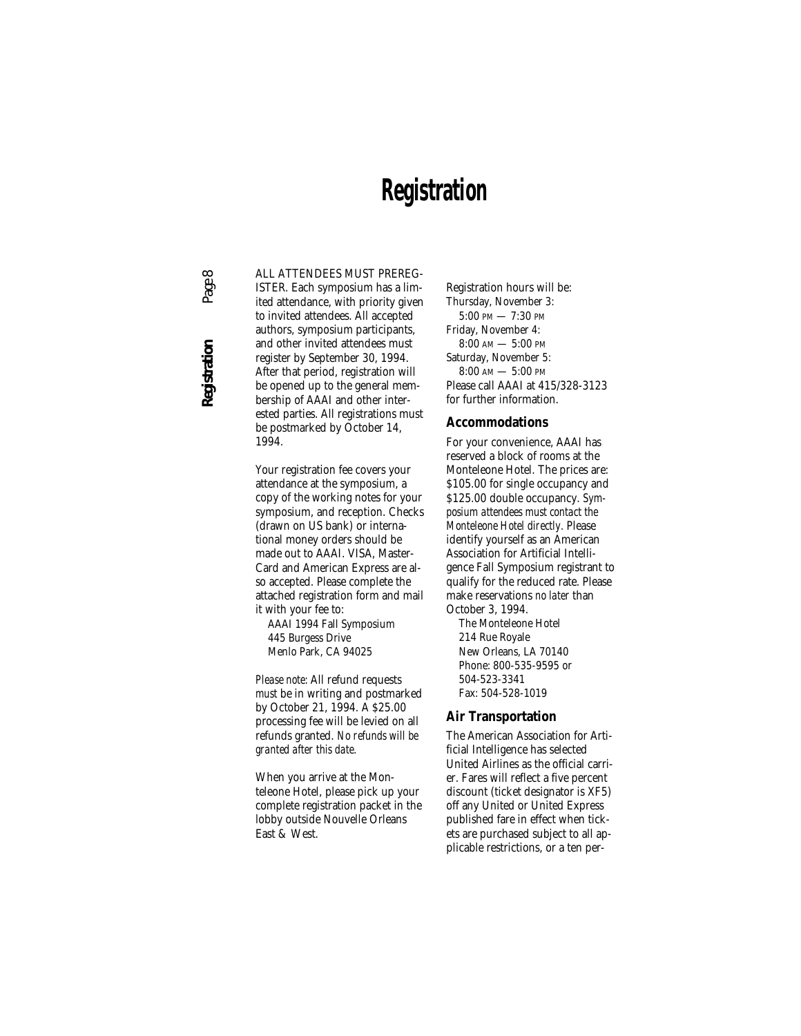# Registration

ALL ATTENDEES MUST PREREGISTER. Each symposium has a limited attendance, with priority given to invited attendees. All accepted authors, symposium participants, and other invited attendees must register by September 30, 1994. After that period, registration will be opened up to the general membership of AAAI and other interested parties. All registrations must be postmarked by October 14, 1994.

Your registration fee covers your attendance at the symposium, a copy of the working notes for your symposium, and reception. Checks (drawn on US bank) or international money orders should be made out to AAAI. VISA, MasterCard and American Express are also accepted. Please complete the attached registration form and mail it with your fee to:

AAAI 1994 Fall Symposium
445 Burgess Drive
Menlo Park, CA 94025

*Please note:* All refund requests *must* be in writing and postmarked by October 21, 1994. A $25.00 processing fee will be levied on all refunds granted. *No refunds will be granted after this date.*

When you arrive at the Monteleone Hotel, please pick up your complete registration packet in the lobby outside Nouvelle Orleans East & West.

Registration hours will be:
Thursday, November 3:
5:00 PM — 7:30 PM
Friday, November 4:
8:00 AM — 5:00 PM
Saturday, November 5:
8:00 AM — 5:00 PM
Please call AAAI at 415/328-3123 for further information.

## Accommodations

For your convenience, AAAI has reserved a block of rooms at the Monteleone Hotel. The prices are: $105.00 for single occupancy and $125.00 double occupancy. *Symposium attendees must contact the Monteleone Hotel directly.* Please identify yourself as an American Association for Artificial Intelligence Fall Symposium registrant to qualify for the reduced rate. Please make reservations *no later* than October 3, 1994.

The Monteleone Hotel
214 Rue Royale
New Orleans, LA 70140
Phone: 800-535-9595 or
504-523-3341
Fax: 504-528-1019

## Air Transportation

The American Association for Artificial Intelligence has selected United Airlines as the official carrier. Fares will reflect a five percent discount (ticket designator is XF5) off any United or United Express published fare in effect when tickets are purchased subject to all applicable restrictions, or a ten per-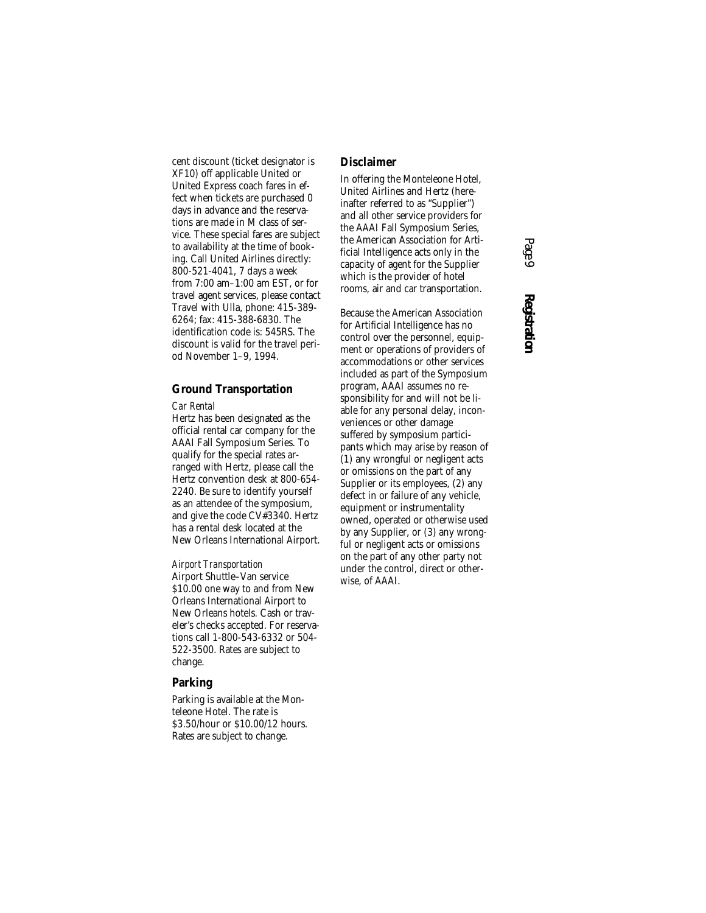cent discount (ticket designator is XF10) off applicable United or United Express coach fares in effect when tickets are purchased 0 days in advance and the reservations are made in M class of service. These special fares are subject to availability at the time of booking. Call United Airlines directly: 800-521-4041, 7 days a week from 7:00 am–1:00 am EST, or for travel agent services, please contact Travel with Ulla, phone: 415-389-6264; fax: 415-388-6830. The identification code is: 545RS. The discount is valid for the travel period November 1–9, 1994.

## Ground Transportation

*Car Rental*

Hertz has been designated as the official rental car company for the AAAI Fall Symposium Series. To qualify for the special rates arranged with Hertz, please call the Hertz convention desk at 800-654-2240. Be sure to identify yourself as an attendee of the symposium, and give the code CV#3340. Hertz has a rental desk located at the New Orleans International Airport.

*Airport Transportation*

Airport Shuttle–Van service $10.00 one way to and from New Orleans International Airport to New Orleans hotels. Cash or traveler's checks accepted. For reservations call 1-800-543-6332 or 504-522-3500. Rates are subject to change.

## Parking

Parking is available at the Monteleone Hotel. The rate is $3.50/hour or $10.00/12 hours. Rates are subject to change.

## Disclaimer

In offering the Monteleone Hotel, United Airlines and Hertz (hereinafter referred to as "Supplier") and all other service providers for the AAAI Fall Symposium Series, the American Association for Artificial Intelligence acts only in the capacity of agent for the Supplier which is the provider of hotel rooms, air and car transportation.

Because the American Association for Artificial Intelligence has no control over the personnel, equipment or operations of providers of accommodations or other services included as part of the Symposium program, AAAI assumes no responsibility for and will not be liable for any personal delay, inconveniences or other damage suffered by symposium participants which may arise by reason of (1) any wrongful or negligent acts or omissions on the part of any Supplier or its employees, (2) any defect in or failure of any vehicle, equipment or instrumentality owned, operated or otherwise used by any Supplier, or (3) any wrongful or negligent acts or omissions on the part of any other party not under the control, direct or otherwise, of AAAI.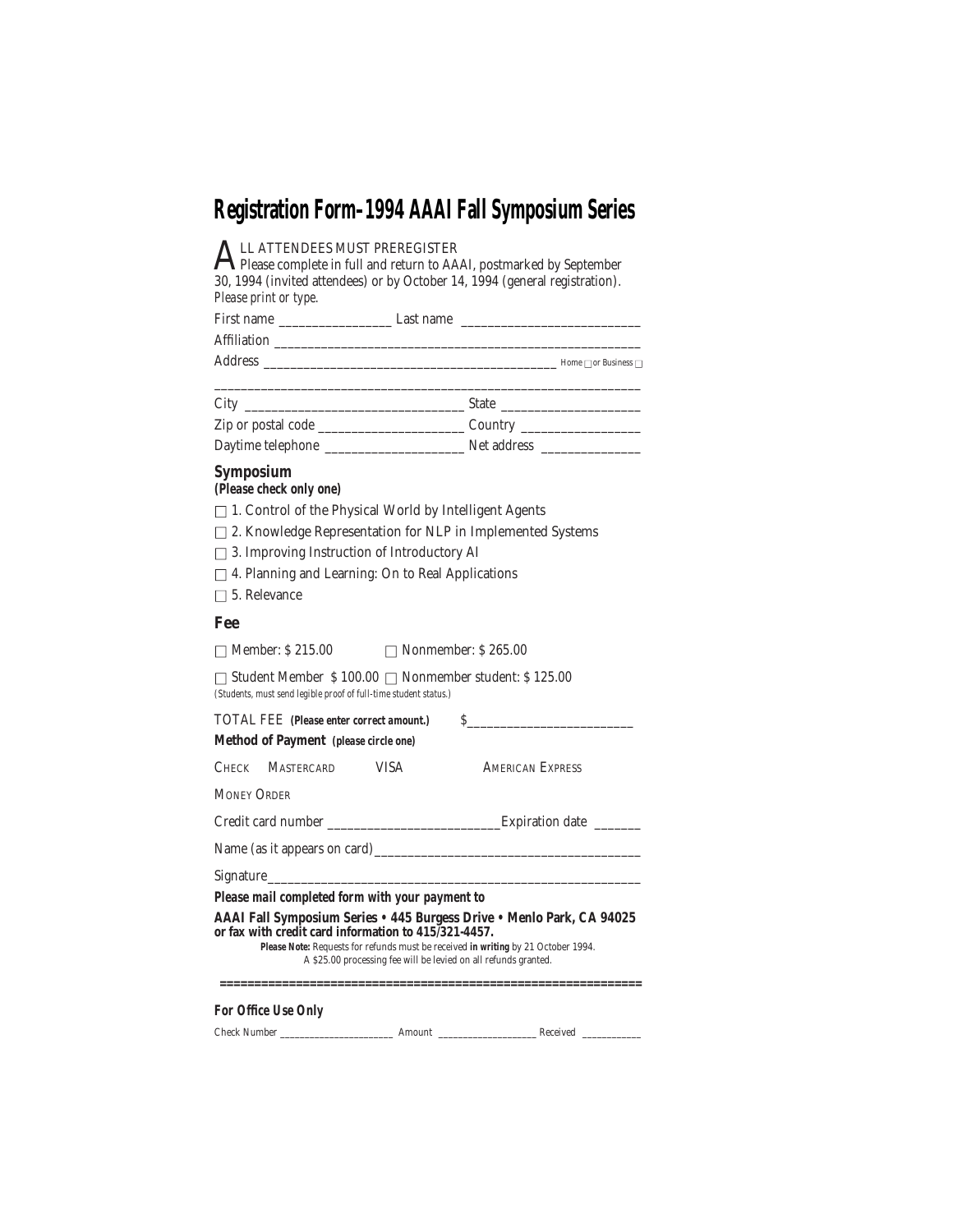# Registration Form–1994 AAAI Fall Symposium Series

ALL ATTENDEES MUST PREREGISTER
Please complete in full and return to AAAI, postmarked by September 30, 1994 (invited attendees) or by October 14, 1994 (general registration). *Please print or type.*

First name _________________ Last name ___________________________

Affiliation _______________________________________________________

Address ____________________________________________ Home ☐ or Business ☐

_________________________________________________________________

City _______________________________ State ____________________

Zip or postal code _____________________ Country _________________

Daytime telephone _____________________ Net address _______________

## Symposium

**(Please check only one)**

☐ 1. Control of the Physical World by Intelligent Agents

☐ 2. Knowledge Representation for NLP in Implemented Systems

☐ 3. Improving Instruction of Introductory AI

☐ 4. Planning and Learning: On to Real Applications

☐ 5. Relevance

## Fee

☐ Member: $ 215.00 ☐ Nonmember: $ 265.00

☐ Student Member $ 100.00 ☐ Nonmember student: $ 125.00

*(Students, must send legible proof of full-time student status.)*

TOTAL FEE **(Please enter correct amount.)** $_________________________

**Method of Payment (please circle one)**

CHECK MASTERCARD VISA AMERICAN EXPRESS

MONEY ORDER

Credit card number _________________________ Expiration date _______

Name (as it appears on card)_______________________________________

Signature_________________________________________________________

***Please mail completed form with your payment to***

**AAAI Fall Symposium Series • 445 Burgess Drive • Menlo Park, CA 94025 or fax with credit card information to 415/321-4457.**

**Please Note:** Requests for refunds must be received **in writing** by 21 October 1994. A $25.00 processing fee will be levied on all refunds granted.

===============================================================

***For Office Use Only***

Check Number _______________________ Amount ___________________ Received ___________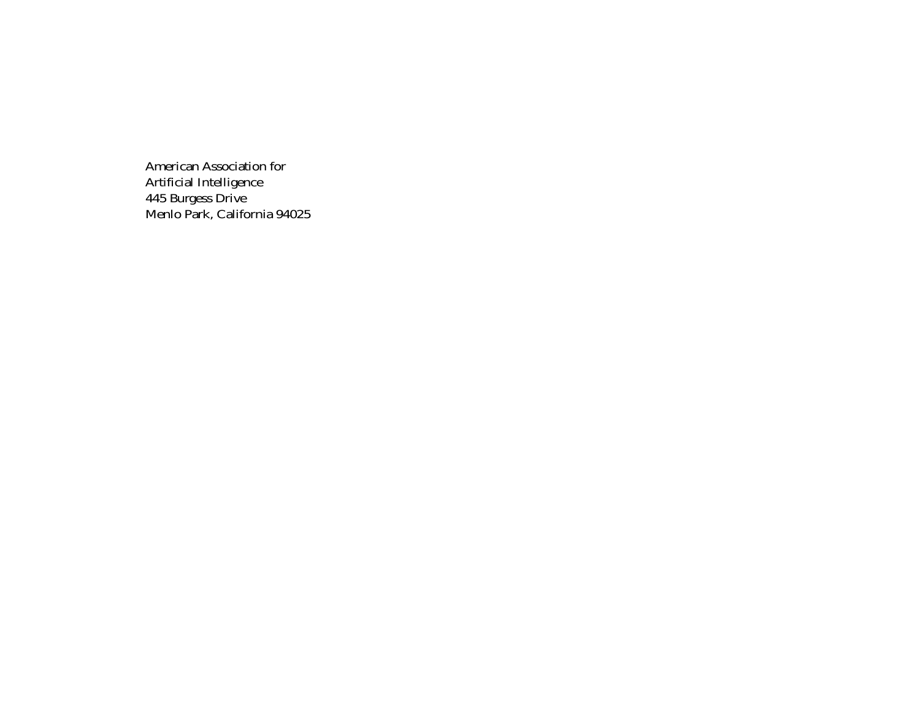American Association for
Artificial Intelligence
445 Burgess Drive
Menlo Park, California 94025